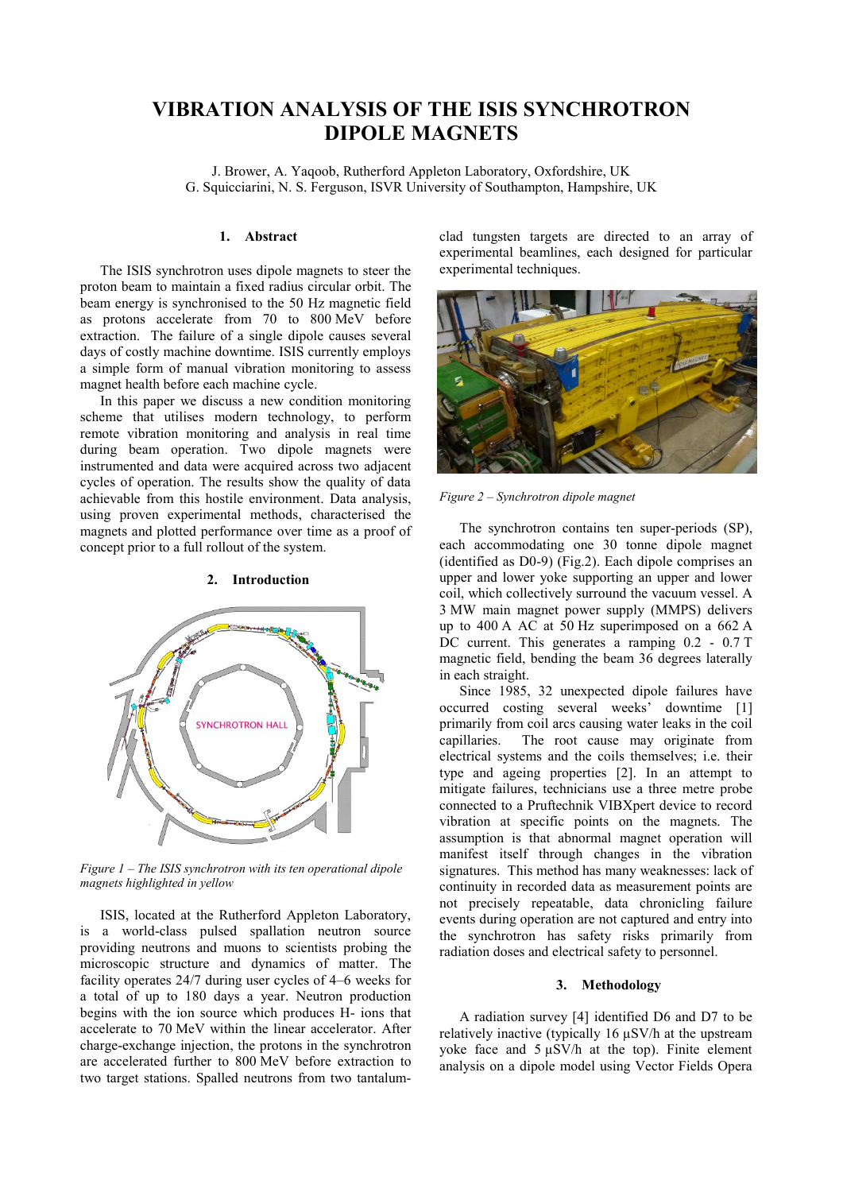# VIBRATION ANALYSIS OF THE ISIS SYNCHROTRON DIPOLE MAGNETS

J. Brower, A. Yaqoob, Rutherford Appleton Laboratory, Oxfordshire, UK
G. Squicciarini, N. S. Ferguson, ISVR University of Southampton, Hampshire, UK

## 1. Abstract

The ISIS synchrotron uses dipole magnets to steer the proton beam to maintain a fixed radius circular orbit. The beam energy is synchronised to the 50 Hz magnetic field as protons accelerate from 70 to 800 MeV before extraction. The failure of a single dipole causes several days of costly machine downtime. ISIS currently employs a simple form of manual vibration monitoring to assess magnet health before each machine cycle.

In this paper we discuss a new condition monitoring scheme that utilises modern technology, to perform remote vibration monitoring and analysis in real time during beam operation. Two dipole magnets were instrumented and data were acquired across two adjacent cycles of operation. The results show the quality of data achievable from this hostile environment. Data analysis, using proven experimental methods, characterised the magnets and plotted performance over time as a proof of concept prior to a full rollout of the system.

## 2. Introduction

*Figure 1 – The ISIS synchrotron with its ten operational dipole magnets highlighted in yellow*

ISIS, located at the Rutherford Appleton Laboratory, is a world-class pulsed spallation neutron source providing neutrons and muons to scientists probing the microscopic structure and dynamics of matter. The facility operates 24/7 during user cycles of 4–6 weeks for a total of up to 180 days a year. Neutron production begins with the ion source which produces H- ions that accelerate to 70 MeV within the linear accelerator. After charge-exchange injection, the protons in the synchrotron are accelerated further to 800 MeV before extraction to two target stations. Spalled neutrons from two tantalum-clad tungsten targets are directed to an array of experimental beamlines, each designed for particular experimental techniques.

*Figure 2 – Synchrotron dipole magnet*

The synchrotron contains ten super-periods (SP), each accommodating one 30 tonne dipole magnet (identified as D0-9) (Fig.2). Each dipole comprises an upper and lower yoke supporting an upper and lower coil, which collectively surround the vacuum vessel. A 3 MW main magnet power supply (MMPS) delivers up to 400 A AC at 50 Hz superimposed on a 662 A DC current. This generates a ramping 0.2 - 0.7 T magnetic field, bending the beam 36 degrees laterally in each straight.

Since 1985, 32 unexpected dipole failures have occurred costing several weeks' downtime [1] primarily from coil arcs causing water leaks in the coil capillaries. The root cause may originate from electrical systems and the coils themselves; i.e. their type and ageing properties [2]. In an attempt to mitigate failures, technicians use a three metre probe connected to a Pruftechnik VIBXpert device to record vibration at specific points on the magnets. The assumption is that abnormal magnet operation will manifest itself through changes in the vibration signatures. This method has many weaknesses: lack of continuity in recorded data as measurement points are not precisely repeatable, data chronicling failure events during operation are not captured and entry into the synchrotron has safety risks primarily from radiation doses and electrical safety to personnel.

## 3. Methodology

A radiation survey [4] identified D6 and D7 to be relatively inactive (typically 16 μSV/h at the upstream yoke face and 5 μSV/h at the top). Finite element analysis on a dipole model using Vector Fields Opera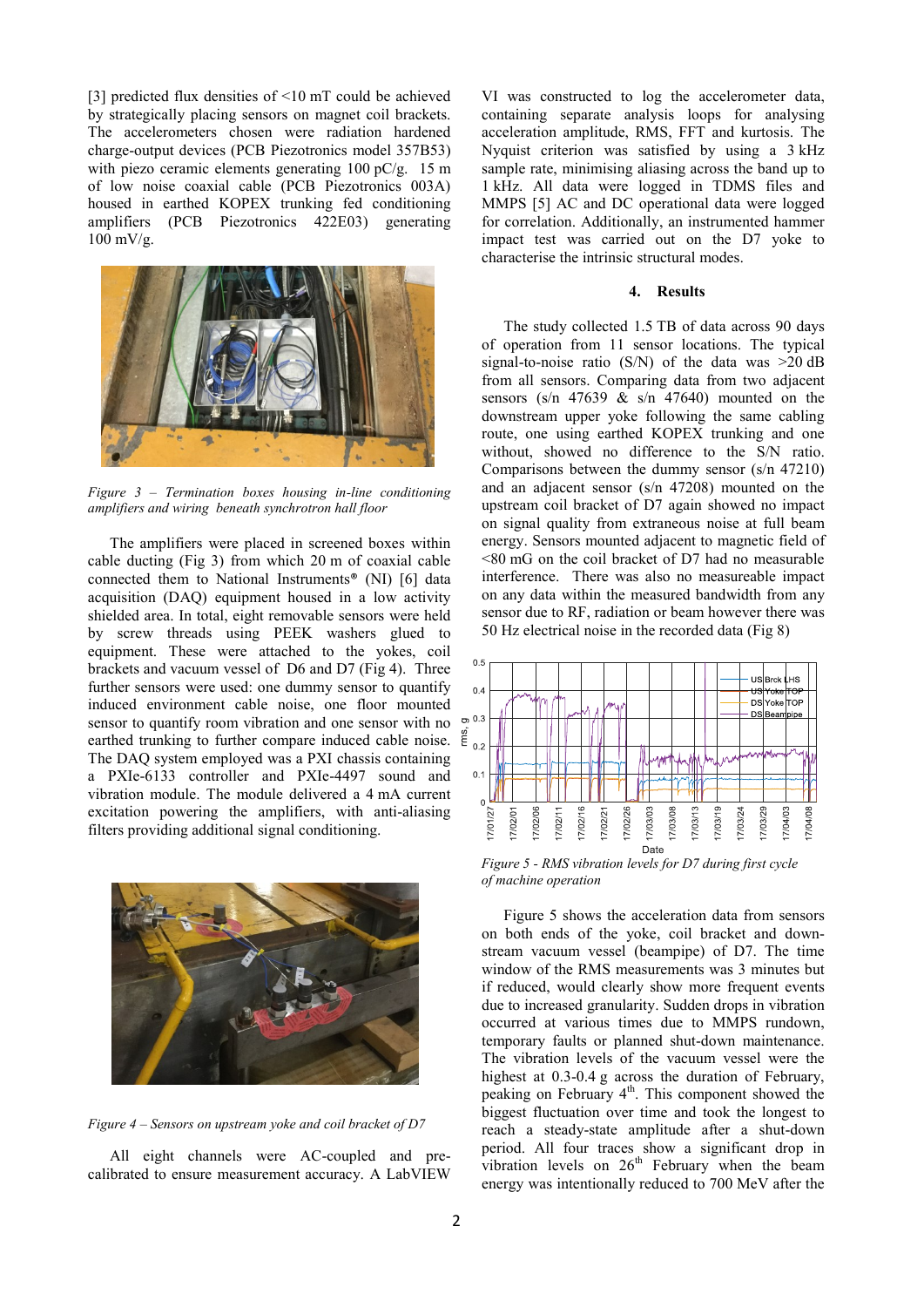[3] predicted flux densities of <10 mT could be achieved by strategically placing sensors on magnet coil brackets. The accelerometers chosen were radiation hardened charge-output devices (PCB Piezotronics model 357B53) with piezo ceramic elements generating 100 pC/g. 15 m of low noise coaxial cable (PCB Piezotronics 003A) housed in earthed KOPEX trunking fed conditioning amplifiers (PCB Piezotronics 422E03) generating 100 mV/g.

*Figure 3 – Termination boxes housing in-line conditioning amplifiers and wiring beneath synchrotron hall floor*

The amplifiers were placed in screened boxes within cable ducting (Fig 3) from which 20 m of coaxial cable connected them to National Instruments® (NI) [6] data acquisition (DAQ) equipment housed in a low activity shielded area. In total, eight removable sensors were held by screw threads using PEEK washers glued to equipment. These were attached to the yokes, coil brackets and vacuum vessel of D6 and D7 (Fig 4). Three further sensors were used: one dummy sensor to quantify induced environment cable noise, one floor mounted sensor to quantify room vibration and one sensor with no earthed trunking to further compare induced cable noise. The DAQ system employed was a PXI chassis containing a PXIe-6133 controller and PXIe-4497 sound and vibration module. The module delivered a 4 mA current excitation powering the amplifiers, with anti-aliasing filters providing additional signal conditioning.

*Figure 4 – Sensors on upstream yoke and coil bracket of D7*

All eight channels were AC-coupled and pre-calibrated to ensure measurement accuracy. A LabVIEW VI was constructed to log the accelerometer data, containing separate analysis loops for analysing acceleration amplitude, RMS, FFT and kurtosis. The Nyquist criterion was satisfied by using a 3 kHz sample rate, minimising aliasing across the band up to 1 kHz. All data were logged in TDMS files and MMPS [5] AC and DC operational data were logged for correlation. Additionally, an instrumented hammer impact test was carried out on the D7 yoke to characterise the intrinsic structural modes.

## 4. Results

The study collected 1.5 TB of data across 90 days of operation from 11 sensor locations. The typical signal-to-noise ratio (S/N) of the data was >20 dB from all sensors. Comparing data from two adjacent sensors (s/n 47639 & s/n 47640) mounted on the downstream upper yoke following the same cabling route, one using earthed KOPEX trunking and one without, showed no difference to the S/N ratio. Comparisons between the dummy sensor (s/n 47210) and an adjacent sensor (s/n 47208) mounted on the upstream coil bracket of D7 again showed no impact on signal quality from extraneous noise at full beam energy. Sensors mounted adjacent to magnetic field of <80 mG on the coil bracket of D7 had no measurable interference. There was also no measureable impact on any data within the measured bandwidth from any sensor due to RF, radiation or beam however there was 50 Hz electrical noise in the recorded data (Fig 8)

*Figure 5 - RMS vibration levels for D7 during first cycle of machine operation*

Figure 5 shows the acceleration data from sensors on both ends of the yoke, coil bracket and down-stream vacuum vessel (beampipe) of D7. The time window of the RMS measurements was 3 minutes but if reduced, would clearly show more frequent events due to increased granularity. Sudden drops in vibration occurred at various times due to MMPS rundown, temporary faults or planned shut-down maintenance. The vibration levels of the vacuum vessel were the highest at 0.3-0.4 g across the duration of February, peaking on February 4th. This component showed the biggest fluctuation over time and took the longest to reach a steady-state amplitude after a shut-down period. All four traces show a significant drop in vibration levels on 26th February when the beam energy was intentionally reduced to 700 MeV after the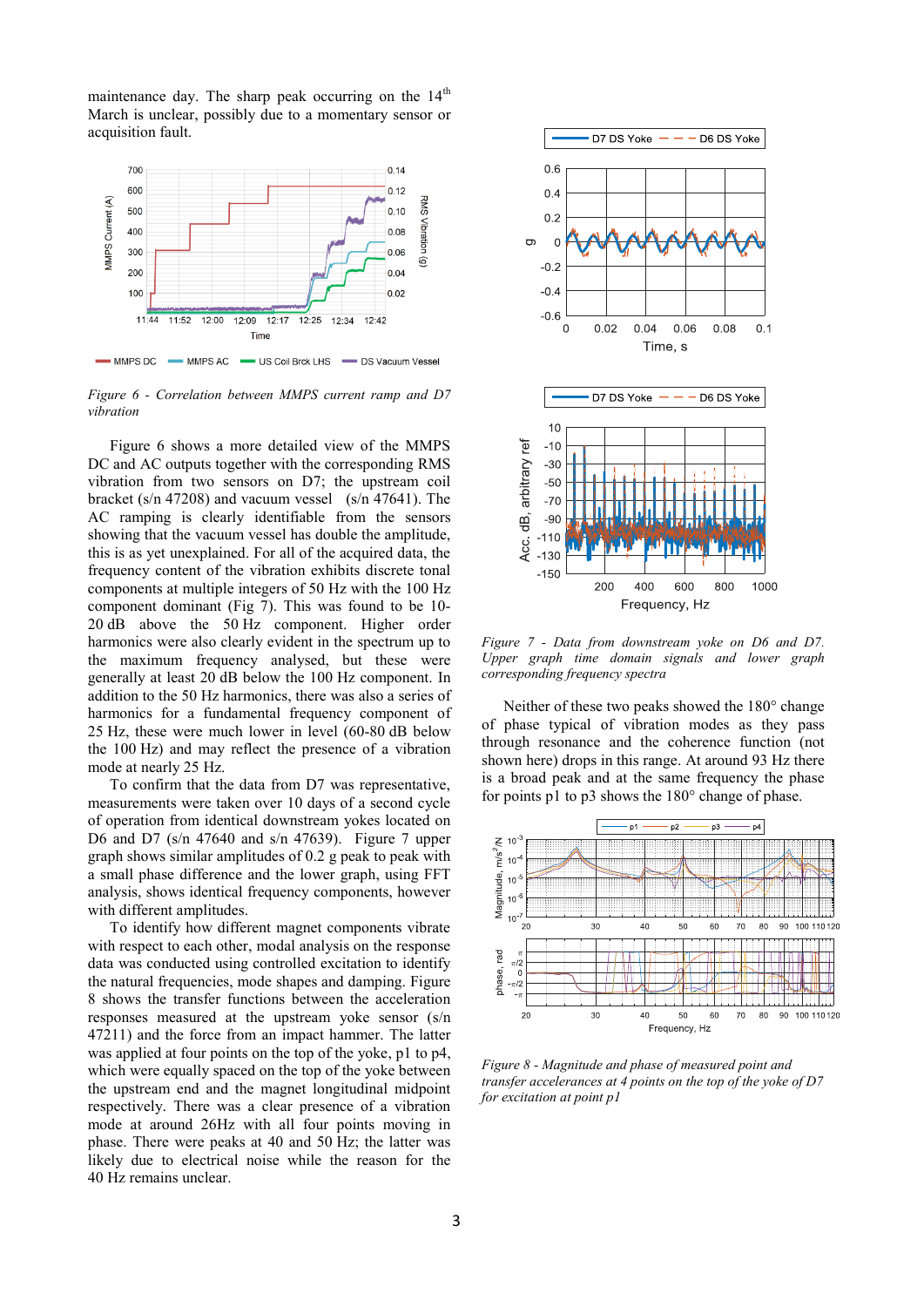maintenance day. The sharp peak occurring on the 14th March is unclear, possibly due to a momentary sensor or acquisition fault.

*Figure 6 - Correlation between MMPS current ramp and D7 vibration*

Figure 6 shows a more detailed view of the MMPS DC and AC outputs together with the corresponding RMS vibration from two sensors on D7; the upstream coil bracket (s/n 47208) and vacuum vessel (s/n 47641). The AC ramping is clearly identifiable from the sensors showing that the vacuum vessel has double the amplitude, this is as yet unexplained. For all of the acquired data, the frequency content of the vibration exhibits discrete tonal components at multiple integers of 50 Hz with the 100 Hz component dominant (Fig 7). This was found to be 10-20 dB above the 50 Hz component. Higher order harmonics were also clearly evident in the spectrum up to the maximum frequency analysed, but these were generally at least 20 dB below the 100 Hz component. In addition to the 50 Hz harmonics, there was also a series of harmonics for a fundamental frequency component of 25 Hz, these were much lower in level (60-80 dB below the 100 Hz) and may reflect the presence of a vibration mode at nearly 25 Hz.

To confirm that the data from D7 was representative, measurements were taken over 10 days of a second cycle of operation from identical downstream yokes located on D6 and D7 (s/n 47640 and s/n 47639). Figure 7 upper graph shows similar amplitudes of 0.2 g peak to peak with a small phase difference and the lower graph, using FFT analysis, shows identical frequency components, however with different amplitudes.

To identify how different magnet components vibrate with respect to each other, modal analysis on the response data was conducted using controlled excitation to identify the natural frequencies, mode shapes and damping. Figure 8 shows the transfer functions between the acceleration responses measured at the upstream yoke sensor (s/n 47211) and the force from an impact hammer. The latter was applied at four points on the top of the yoke, p1 to p4, which were equally spaced on the top of the yoke between the upstream end and the magnet longitudinal midpoint respectively. There was a clear presence of a vibration mode at around 26Hz with all four points moving in phase. There were peaks at 40 and 50 Hz; the latter was likely due to electrical noise while the reason for the 40 Hz remains unclear.

*Figure 7 - Data from downstream yoke on D6 and D7. Upper graph time domain signals and lower graph corresponding frequency spectra*

Neither of these two peaks showed the 180° change of phase typical of vibration modes as they pass through resonance and the coherence function (not shown here) drops in this range. At around 93 Hz there is a broad peak and at the same frequency the phase for points p1 to p3 shows the 180° change of phase.

*Figure 8 - Magnitude and phase of measured point and transfer accelerances at 4 points on the top of the yoke of D7 for excitation at point p1*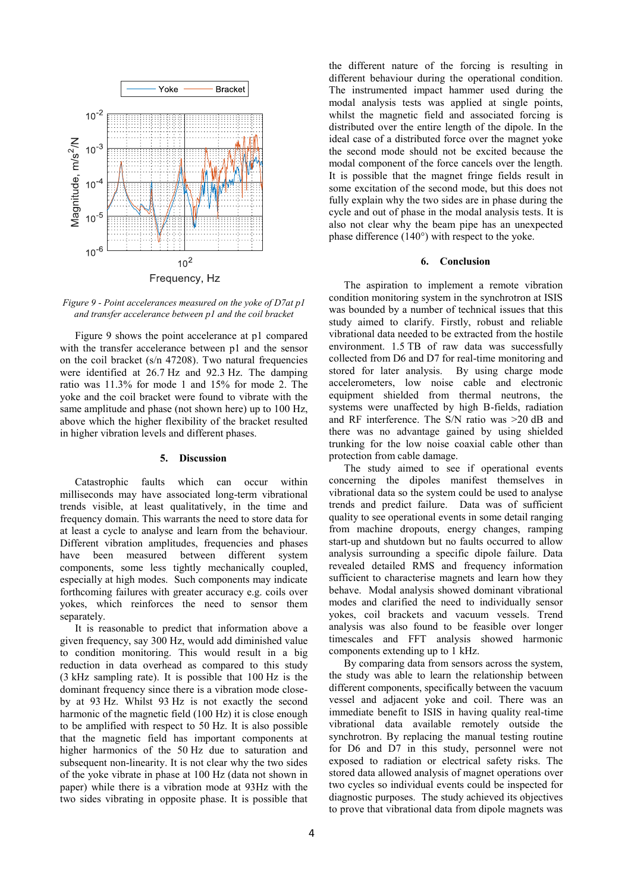*Figure 9 - Point accelerances measured on the yoke of D7at p1 and transfer accelerance between p1 and the coil bracket*

Figure 9 shows the point accelerance at p1 compared with the transfer accelerance between p1 and the sensor on the coil bracket (s/n 47208). Two natural frequencies were identified at 26.7 Hz and 92.3 Hz. The damping ratio was 11.3% for mode 1 and 15% for mode 2. The yoke and the coil bracket were found to vibrate with the same amplitude and phase (not shown here) up to 100 Hz, above which the higher flexibility of the bracket resulted in higher vibration levels and different phases.

## 5. Discussion

Catastrophic faults which can occur within milliseconds may have associated long-term vibrational trends visible, at least qualitatively, in the time and frequency domain. This warrants the need to store data for at least a cycle to analyse and learn from the behaviour. Different vibration amplitudes, frequencies and phases have been measured between different system components, some less tightly mechanically coupled, especially at high modes. Such components may indicate forthcoming failures with greater accuracy e.g. coils over yokes, which reinforces the need to sensor them separately.

It is reasonable to predict that information above a given frequency, say 300 Hz, would add diminished value to condition monitoring. This would result in a big reduction in data overhead as compared to this study (3 kHz sampling rate). It is possible that 100 Hz is the dominant frequency since there is a vibration mode close-by at 93 Hz. Whilst 93 Hz is not exactly the second harmonic of the magnetic field (100 Hz) it is close enough to be amplified with respect to 50 Hz. It is also possible that the magnetic field has important components at higher harmonics of the 50 Hz due to saturation and subsequent non-linearity. It is not clear why the two sides of the yoke vibrate in phase at 100 Hz (data not shown in paper) while there is a vibration mode at 93Hz with the two sides vibrating in opposite phase. It is possible that the different nature of the forcing is resulting in different behaviour during the operational condition. The instrumented impact hammer used during the modal analysis tests was applied at single points, whilst the magnetic field and associated forcing is distributed over the entire length of the dipole. In the ideal case of a distributed force over the magnet yoke the second mode should not be excited because the modal component of the force cancels over the length. It is possible that the magnet fringe fields result in some excitation of the second mode, but this does not fully explain why the two sides are in phase during the cycle and out of phase in the modal analysis tests. It is also not clear why the beam pipe has an unexpected phase difference (140°) with respect to the yoke.

## 6. Conclusion

The aspiration to implement a remote vibration condition monitoring system in the synchrotron at ISIS was bounded by a number of technical issues that this study aimed to clarify. Firstly, robust and reliable vibrational data needed to be extracted from the hostile environment. 1.5 TB of raw data was successfully collected from D6 and D7 for real-time monitoring and stored for later analysis. By using charge mode accelerometers, low noise cable and electronic equipment shielded from thermal neutrons, the systems were unaffected by high B-fields, radiation and RF interference. The S/N ratio was >20 dB and there was no advantage gained by using shielded trunking for the low noise coaxial cable other than protection from cable damage.

The study aimed to see if operational events concerning the dipoles manifest themselves in vibrational data so the system could be used to analyse trends and predict failure. Data was of sufficient quality to see operational events in some detail ranging from machine dropouts, energy changes, ramping start-up and shutdown but no faults occurred to allow analysis surrounding a specific dipole failure. Data revealed detailed RMS and frequency information sufficient to characterise magnets and learn how they behave. Modal analysis showed dominant vibrational modes and clarified the need to individually sensor yokes, coil brackets and vacuum vessels. Trend analysis was also found to be feasible over longer timescales and FFT analysis showed harmonic components extending up to 1 kHz.

By comparing data from sensors across the system, the study was able to learn the relationship between different components, specifically between the vacuum vessel and adjacent yoke and coil. There was an immediate benefit to ISIS in having quality real-time vibrational data available remotely outside the synchrotron. By replacing the manual testing routine for D6 and D7 in this study, personnel were not exposed to radiation or electrical safety risks. The stored data allowed analysis of magnet operations over two cycles so individual events could be inspected for diagnostic purposes. The study achieved its objectives to prove that vibrational data from dipole magnets was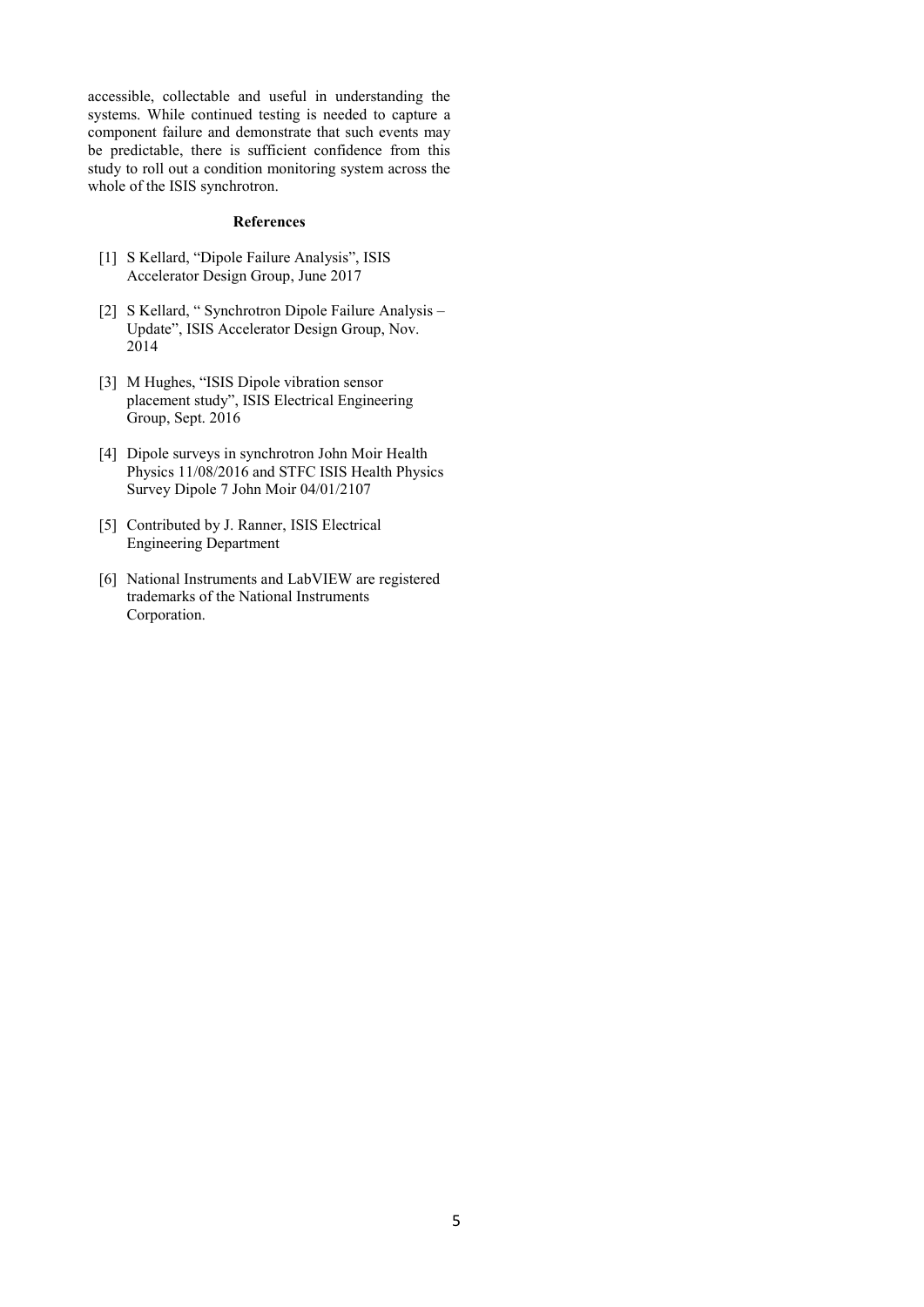accessible, collectable and useful in understanding the systems. While continued testing is needed to capture a component failure and demonstrate that such events may be predictable, there is sufficient confidence from this study to roll out a condition monitoring system across the whole of the ISIS synchrotron.

## References

[1] S Kellard, "Dipole Failure Analysis", ISIS Accelerator Design Group, June 2017

[2] S Kellard, " Synchrotron Dipole Failure Analysis – Update", ISIS Accelerator Design Group, Nov. 2014

[3] M Hughes, "ISIS Dipole vibration sensor placement study", ISIS Electrical Engineering Group, Sept. 2016

[4] Dipole surveys in synchrotron John Moir Health Physics 11/08/2016 and STFC ISIS Health Physics Survey Dipole 7 John Moir 04/01/2107

[5] Contributed by J. Ranner, ISIS Electrical Engineering Department

[6] National Instruments and LabVIEW are registered trademarks of the National Instruments Corporation.